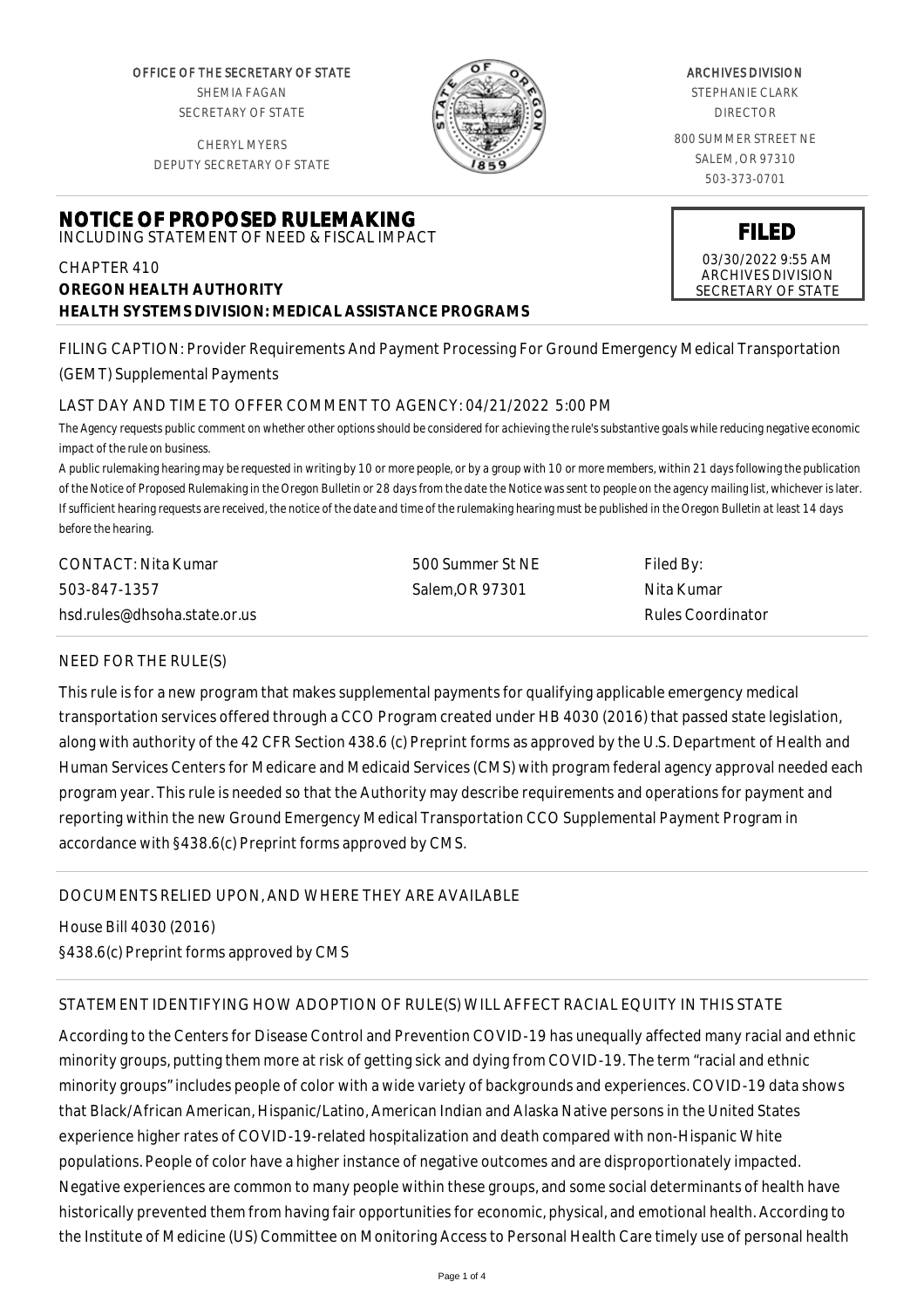OFFICE OF THE SECRETARY OF STATE
SHEMIA FAGAN
SECRETARY OF STATE

CHERYL MYERS
DEPUTY SECRETARY OF STATE

ARCHIVES DIVISION
STEPHANIE CLARK
DIRECTOR

800 SUMMER STREET NE
SALEM, OR 97310
503-373-0701

# NOTICE OF PROPOSED RULEMAKING

INCLUDING STATEMENT OF NEED & FISCAL IMPACT

**FILED**
03/30/2022 9:55 AM
ARCHIVES DIVISION
SECRETARY OF STATE

CHAPTER 410
**OREGON HEALTH AUTHORITY**
**HEALTH SYSTEMS DIVISION: MEDICAL ASSISTANCE PROGRAMS**

FILING CAPTION: Provider Requirements And Payment Processing For Ground Emergency Medical Transportation (GEMT) Supplemental Payments

LAST DAY AND TIME TO OFFER COMMENT TO AGENCY: 04/21/2022 5:00 PM

*The Agency requests public comment on whether other options should be considered for achieving the rule's substantive goals while reducing negative economic impact of the rule on business.*

*A public rulemaking hearing may be requested in writing by 10 or more people, or by a group with 10 or more members, within 21 days following the publication of the Notice of Proposed Rulemaking in the Oregon Bulletin or 28 days from the date the Notice was sent to people on the agency mailing list, whichever is later. If sufficient hearing requests are received, the notice of the date and time of the rulemaking hearing must be published in the Oregon Bulletin at least 14 days before the hearing.*

| CONTACT: Nita Kumar | 500 Summer St NE | Filed By: |
|---|---|---|
| 503-847-1357 | Salem,OR 97301 | Nita Kumar |
| hsd.rules@dhsoha.state.or.us | | Rules Coordinator |

## NEED FOR THE RULE(S)

This rule is for a new program that makes supplemental payments for qualifying applicable emergency medical transportation services offered through a CCO Program created under HB 4030 (2016) that passed state legislation, along with authority of the 42 CFR Section 438.6 (c) Preprint forms as approved by the U.S. Department of Health and Human Services Centers for Medicare and Medicaid Services (CMS) with program federal agency approval needed each program year. This rule is needed so that the Authority may describe requirements and operations for payment and reporting within the new Ground Emergency Medical Transportation CCO Supplemental Payment Program in accordance with §438.6(c) Preprint forms approved by CMS.

## DOCUMENTS RELIED UPON, AND WHERE THEY ARE AVAILABLE

House Bill 4030 (2016)
§438.6(c) Preprint forms approved by CMS

## STATEMENT IDENTIFYING HOW ADOPTION OF RULE(S) WILL AFFECT RACIAL EQUITY IN THIS STATE

According to the Centers for Disease Control and Prevention COVID-19 has unequally affected many racial and ethnic minority groups, putting them more at risk of getting sick and dying from COVID-19. The term "racial and ethnic minority groups" includes people of color with a wide variety of backgrounds and experiences. COVID-19 data shows that Black/African American, Hispanic/Latino, American Indian and Alaska Native persons in the United States experience higher rates of COVID-19-related hospitalization and death compared with non-Hispanic White populations. People of color have a higher instance of negative outcomes and are disproportionately impacted. Negative experiences are common to many people within these groups, and some social determinants of health have historically prevented them from having fair opportunities for economic, physical, and emotional health. According to the Institute of Medicine (US) Committee on Monitoring Access to Personal Health Care timely use of personal health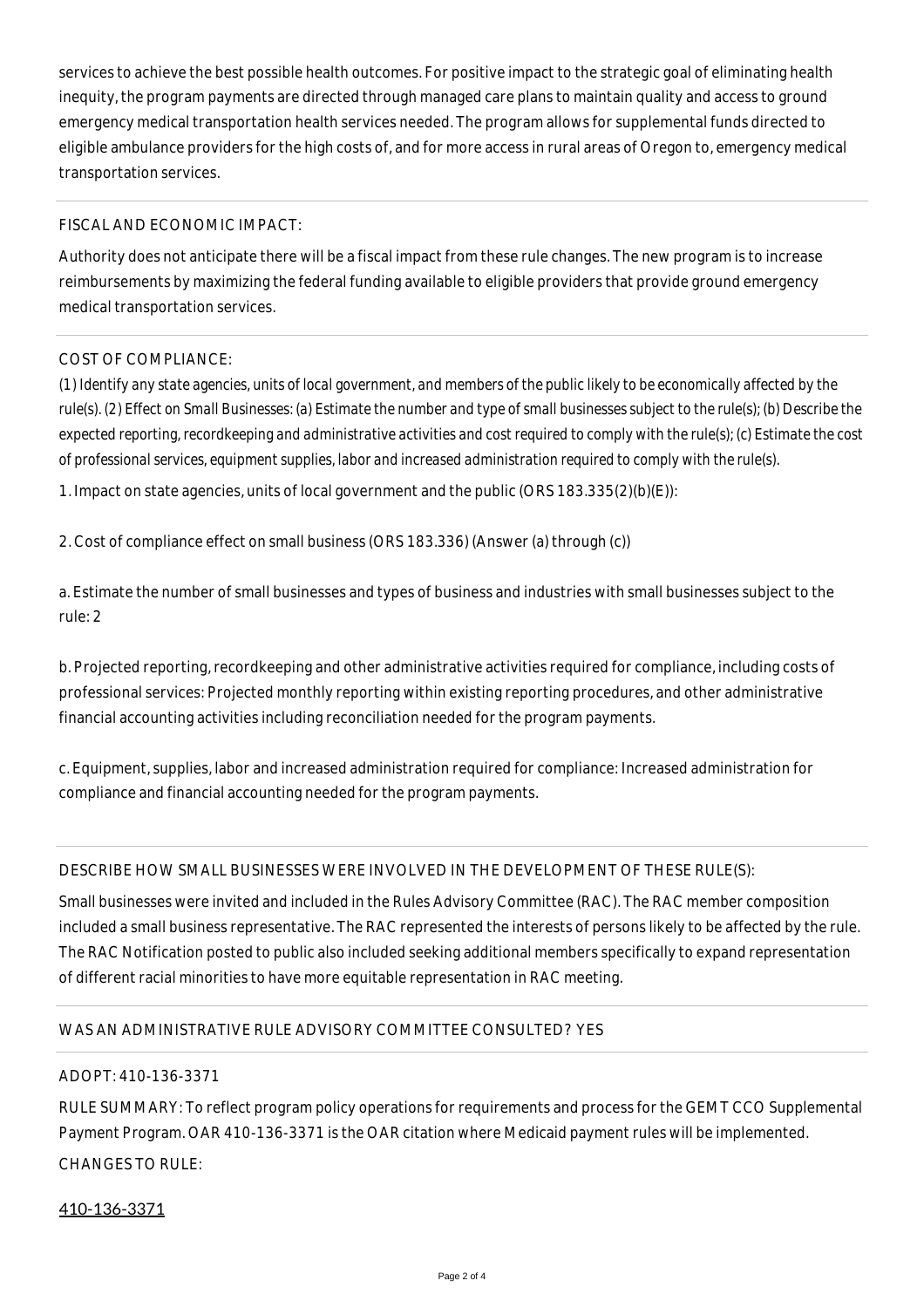services to achieve the best possible health outcomes. For positive impact to the strategic goal of eliminating health inequity, the program payments are directed through managed care plans to maintain quality and access to ground emergency medical transportation health services needed. The program allows for supplemental funds directed to eligible ambulance providers for the high costs of, and for more access in rural areas of Oregon to, emergency medical transportation services.

FISCAL AND ECONOMIC IMPACT:

Authority does not anticipate there will be a fiscal impact from these rule changes. The new program is to increase reimbursements by maximizing the federal funding available to eligible providers that provide ground emergency medical transportation services.

COST OF COMPLIANCE:

*(1) Identify any state agencies, units of local government, and members of the public likely to be economically affected by the rule(s). (2) Effect on Small Businesses: (a) Estimate the number and type of small businesses subject to the rule(s); (b) Describe the expected reporting, recordkeeping and administrative activities and cost required to comply with the rule(s); (c) Estimate the cost of professional services, equipment supplies, labor and increased administration required to comply with the rule(s).*

1. Impact on state agencies, units of local government and the public (ORS 183.335(2)(b)(E)):

2. Cost of compliance effect on small business (ORS 183.336) (Answer (a) through (c))

a. Estimate the number of small businesses and types of business and industries with small businesses subject to the rule: 2

b. Projected reporting, recordkeeping and other administrative activities required for compliance, including costs of professional services: Projected monthly reporting within existing reporting procedures, and other administrative financial accounting activities including reconciliation needed for the program payments.

c. Equipment, supplies, labor and increased administration required for compliance: Increased administration for compliance and financial accounting needed for the program payments.

DESCRIBE HOW SMALL BUSINESSES WERE INVOLVED IN THE DEVELOPMENT OF THESE RULE(S):

Small businesses were invited and included in the Rules Advisory Committee (RAC). The RAC member composition included a small business representative. The RAC represented the interests of persons likely to be affected by the rule. The RAC Notification posted to public also included seeking additional members specifically to expand representation of different racial minorities to have more equitable representation in RAC meeting.

WAS AN ADMINISTRATIVE RULE ADVISORY COMMITTEE CONSULTED? YES

ADOPT: 410-136-3371

RULE SUMMARY: To reflect program policy operations for requirements and process for the GEMT CCO Supplemental Payment Program. OAR 410-136-3371 is the OAR citation where Medicaid payment rules will be implemented.

CHANGES TO RULE:

410-136-3371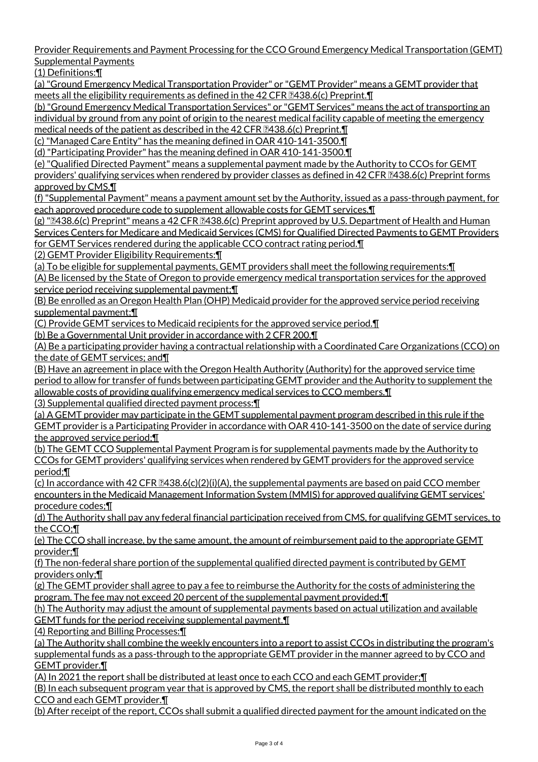Provider Requirements and Payment Processing for the CCO Ground Emergency Medical Transportation (GEMT) Supplemental Payments

(1) Definitions:¶

(a) "Ground Emergency Medical Transportation Provider" or "GEMT Provider" means a GEMT provider that meets all the eligibility requirements as defined in the 42 CFR §438.6(c) Preprint.¶

(b) "Ground Emergency Medical Transportation Services" or "GEMT Services" means the act of transporting an individual by ground from any point of origin to the nearest medical facility capable of meeting the emergency medical needs of the patient as described in the 42 CFR §438.6(c) Preprint.¶

(c) "Managed Care Entity" has the meaning defined in OAR 410-141-3500.¶

(d) "Participating Provider" has the meaning defined in OAR 410-141-3500.¶

(e) "Qualified Directed Payment" means a supplemental payment made by the Authority to CCOs for GEMT providers' qualifying services when rendered by provider classes as defined in 42 CFR §438.6(c) Preprint forms approved by CMS.¶

(f) "Supplemental Payment" means a payment amount set by the Authority, issued as a pass-through payment, for each approved procedure code to supplement allowable costs for GEMT services.¶

(g) "§438.6(c) Preprint" means a 42 CFR §438.6(c) Preprint approved by U.S. Department of Health and Human Services Centers for Medicare and Medicaid Services (CMS) for Qualified Directed Payments to GEMT Providers for GEMT Services rendered during the applicable CCO contract rating period.¶

(2) GEMT Provider Eligibility Requirements:¶

(a) To be eligible for supplemental payments, GEMT providers shall meet the following requirements:¶

(A) Be licensed by the State of Oregon to provide emergency medical transportation services for the approved service period receiving supplemental payment;¶

(B) Be enrolled as an Oregon Health Plan (OHP) Medicaid provider for the approved service period receiving supplemental payment;¶

(C) Provide GEMT services to Medicaid recipients for the approved service period.¶

(b) Be a Governmental Unit provider in accordance with 2 CFR 200.¶

(A) Be a participating provider having a contractual relationship with a Coordinated Care Organizations (CCO) on the date of GEMT services; and¶

(B) Have an agreement in place with the Oregon Health Authority (Authority) for the approved service time period to allow for transfer of funds between participating GEMT provider and the Authority to supplement the allowable costs of providing qualifying emergency medical services to CCO members.¶

(3) Supplemental qualified directed payment process:¶

(a) A GEMT provider may participate in the GEMT supplemental payment program described in this rule if the GEMT provider is a Participating Provider in accordance with OAR 410-141-3500 on the date of service during the approved service period;¶

(b) The GEMT CCO Supplemental Payment Program is for supplemental payments made by the Authority to CCOs for GEMT providers' qualifying services when rendered by GEMT providers for the approved service period;¶

(c) In accordance with 42 CFR §438.6(c)(2)(i)(A), the supplemental payments are based on paid CCO member encounters in the Medicaid Management Information System (MMIS) for approved qualifying GEMT services' procedure codes;¶

(d) The Authority shall pay any federal financial participation received from CMS, for qualifying GEMT services, to the CCO;¶

(e) The CCO shall increase, by the same amount, the amount of reimbursement paid to the appropriate GEMT provider;¶

(f) The non-federal share portion of the supplemental qualified directed payment is contributed by GEMT providers only;¶

(g) The GEMT provider shall agree to pay a fee to reimburse the Authority for the costs of administering the program. The fee may not exceed 20 percent of the supplemental payment provided;¶

(h) The Authority may adjust the amount of supplemental payments based on actual utilization and available GEMT funds for the period receiving supplemental payment.¶

(4) Reporting and Billing Processes:¶

(a) The Authority shall combine the weekly encounters into a report to assist CCOs in distributing the program's supplemental funds as a pass-through to the appropriate GEMT provider in the manner agreed to by CCO and GEMT provider.¶

(A) In 2021 the report shall be distributed at least once to each CCO and each GEMT provider;¶

(B) In each subsequent program year that is approved by CMS, the report shall be distributed monthly to each CCO and each GEMT provider.¶

(b) After receipt of the report, CCOs shall submit a qualified directed payment for the amount indicated on the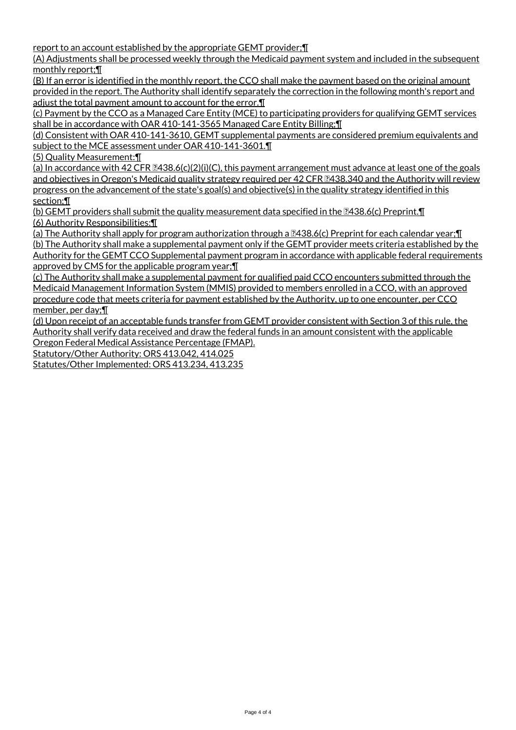report to an account established by the appropriate GEMT provider;¶
(A) Adjustments shall be processed weekly through the Medicaid payment system and included in the subsequent monthly report;¶
(B) If an error is identified in the monthly report, the CCO shall make the payment based on the original amount provided in the report. The Authority shall identify separately the correction in the following month's report and adjust the total payment amount to account for the error.¶
(c) Payment by the CCO as a Managed Care Entity (MCE) to participating providers for qualifying GEMT services shall be in accordance with OAR 410-141-3565 Managed Care Entity Billing;¶
(d) Consistent with OAR 410-141-3610, GEMT supplemental payments are considered premium equivalents and subject to the MCE assessment under OAR 410-141-3601.¶
(5) Quality Measurement:¶
(a) In accordance with 42 CFR §438.6(c)(2)(i)(C), this payment arrangement must advance at least one of the goals and objectives in Oregon's Medicaid quality strategy required per 42 CFR §438.340 and the Authority will review progress on the advancement of the state's goal(s) and objective(s) in the quality strategy identified in this section;¶
(b) GEMT providers shall submit the quality measurement data specified in the §438.6(c) Preprint.¶
(6) Authority Responsibilities:¶
(a) The Authority shall apply for program authorization through a §438.6(c) Preprint for each calendar year;¶
(b) The Authority shall make a supplemental payment only if the GEMT provider meets criteria established by the Authority for the GEMT CCO Supplemental payment program in accordance with applicable federal requirements approved by CMS for the applicable program year;¶
(c) The Authority shall make a supplemental payment for qualified paid CCO encounters submitted through the Medicaid Management Information System (MMIS) provided to members enrolled in a CCO, with an approved procedure code that meets criteria for payment established by the Authority, up to one encounter, per CCO member, per day;¶
(d) Upon receipt of an acceptable funds transfer from GEMT provider consistent with Section 3 of this rule, the Authority shall verify data received and draw the federal funds in an amount consistent with the applicable Oregon Federal Medical Assistance Percentage (FMAP).
Statutory/Other Authority: ORS 413.042, 414.025
Statutes/Other Implemented: ORS 413.234, 413.235